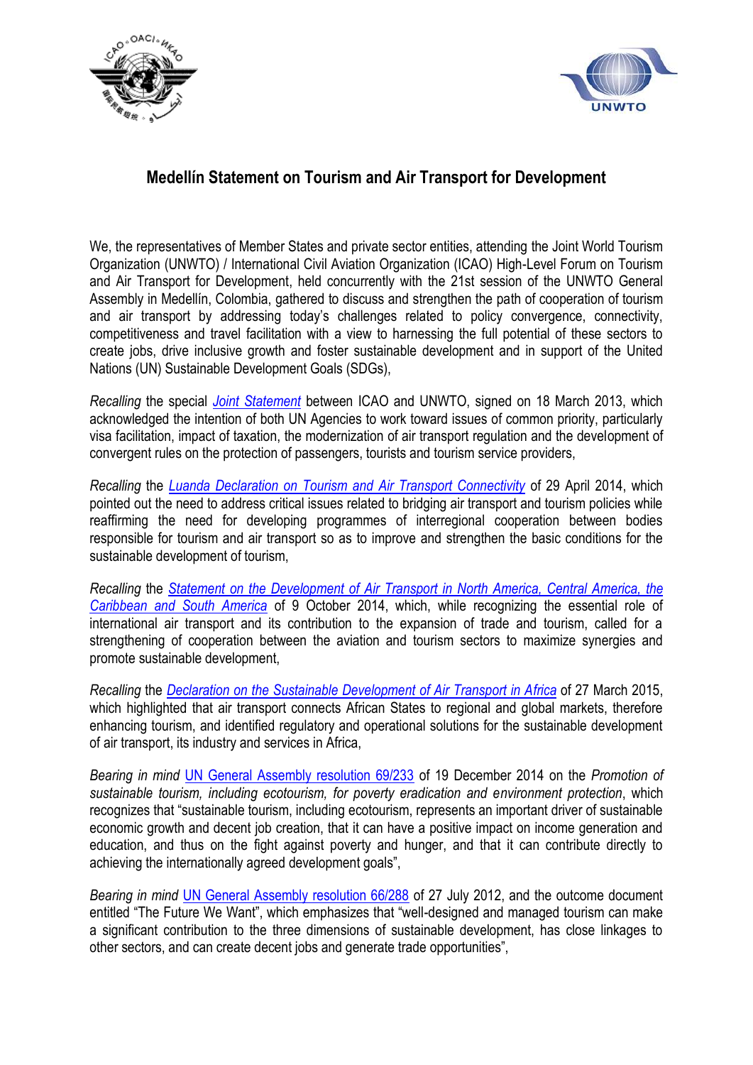# Medellín Statement on Tourism and Air Transport for Development

We, the representatives of Member States and private sector entities, attending the Joint World Tourism Organization (UNWTO) / International Civil Aviation Organization (ICAO) High-Level Forum on Tourism and Air Transport for Development, held concurrently with the 21st session of the UNWTO General Assembly in Medellín, Colombia, gathered to discuss and strengthen the path of cooperation of tourism and air transport by addressing today's challenges related to policy convergence, connectivity, competitiveness and travel facilitation with a view to harnessing the full potential of these sectors to create jobs, drive inclusive growth and foster sustainable development and in support of the United Nations (UN) Sustainable Development Goals (SDGs),

*Recalling* the special *Joint Statement* between ICAO and UNWTO, signed on 18 March 2013, which acknowledged the intention of both UN Agencies to work toward issues of common priority, particularly visa facilitation, impact of taxation, the modernization of air transport regulation and the development of convergent rules on the protection of passengers, tourists and tourism service providers,

*Recalling* the *Luanda Declaration on Tourism and Air Transport Connectivity* of 29 April 2014, which pointed out the need to address critical issues related to bridging air transport and tourism policies while reaffirming the need for developing programmes of interregional cooperation between bodies responsible for tourism and air transport so as to improve and strengthen the basic conditions for the sustainable development of tourism,

*Recalling* the *Statement on the Development of Air Transport in North America, Central America, the Caribbean and South America* of 9 October 2014, which, while recognizing the essential role of international air transport and its contribution to the expansion of trade and tourism, called for a strengthening of cooperation between the aviation and tourism sectors to maximize synergies and promote sustainable development,

*Recalling* the *Declaration on the Sustainable Development of Air Transport in Africa* of 27 March 2015, which highlighted that air transport connects African States to regional and global markets, therefore enhancing tourism, and identified regulatory and operational solutions for the sustainable development of air transport, its industry and services in Africa,

*Bearing in mind* UN General Assembly resolution 69/233 of 19 December 2014 on the *Promotion of sustainable tourism, including ecotourism, for poverty eradication and environment protection*, which recognizes that "sustainable tourism, including ecotourism, represents an important driver of sustainable economic growth and decent job creation, that it can have a positive impact on income generation and education, and thus on the fight against poverty and hunger, and that it can contribute directly to achieving the internationally agreed development goals",

*Bearing in mind* UN General Assembly resolution 66/288 of 27 July 2012, and the outcome document entitled "The Future We Want", which emphasizes that "well-designed and managed tourism can make a significant contribution to the three dimensions of sustainable development, has close linkages to other sectors, and can create decent jobs and generate trade opportunities",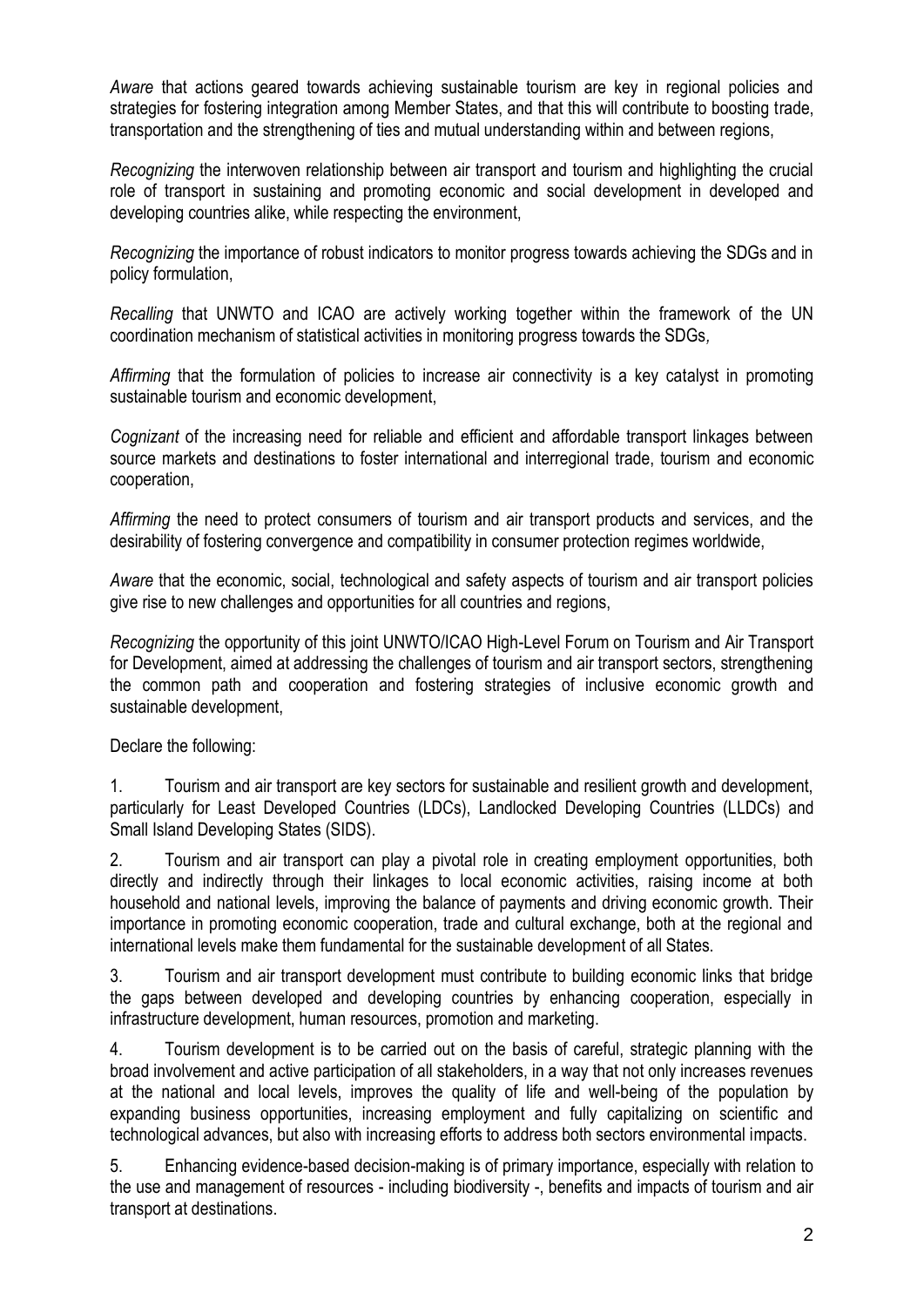*Aware* that actions geared towards achieving sustainable tourism are key in regional policies and strategies for fostering integration among Member States, and that this will contribute to boosting trade, transportation and the strengthening of ties and mutual understanding within and between regions,

*Recognizing* the interwoven relationship between air transport and tourism and highlighting the crucial role of transport in sustaining and promoting economic and social development in developed and developing countries alike, while respecting the environment,

*Recognizing* the importance of robust indicators to monitor progress towards achieving the SDGs and in policy formulation,

*Recalling* that UNWTO and ICAO are actively working together within the framework of the UN coordination mechanism of statistical activities in monitoring progress towards the SDGs,

*Affirming* that the formulation of policies to increase air connectivity is a key catalyst in promoting sustainable tourism and economic development,

*Cognizant* of the increasing need for reliable and efficient and affordable transport linkages between source markets and destinations to foster international and interregional trade, tourism and economic cooperation,

*Affirming* the need to protect consumers of tourism and air transport products and services, and the desirability of fostering convergence and compatibility in consumer protection regimes worldwide,

*Aware* that the economic, social, technological and safety aspects of tourism and air transport policies give rise to new challenges and opportunities for all countries and regions,

*Recognizing* the opportunity of this joint UNWTO/ICAO High-Level Forum on Tourism and Air Transport for Development, aimed at addressing the challenges of tourism and air transport sectors, strengthening the common path and cooperation and fostering strategies of inclusive economic growth and sustainable development,

Declare the following:

1. Tourism and air transport are key sectors for sustainable and resilient growth and development, particularly for Least Developed Countries (LDCs), Landlocked Developing Countries (LLDCs) and Small Island Developing States (SIDS).

2. Tourism and air transport can play a pivotal role in creating employment opportunities, both directly and indirectly through their linkages to local economic activities, raising income at both household and national levels, improving the balance of payments and driving economic growth. Their importance in promoting economic cooperation, trade and cultural exchange, both at the regional and international levels make them fundamental for the sustainable development of all States.

3. Tourism and air transport development must contribute to building economic links that bridge the gaps between developed and developing countries by enhancing cooperation, especially in infrastructure development, human resources, promotion and marketing.

4. Tourism development is to be carried out on the basis of careful, strategic planning with the broad involvement and active participation of all stakeholders, in a way that not only increases revenues at the national and local levels, improves the quality of life and well-being of the population by expanding business opportunities, increasing employment and fully capitalizing on scientific and technological advances, but also with increasing efforts to address both sectors environmental impacts.

5. Enhancing evidence-based decision-making is of primary importance, especially with relation to the use and management of resources - including biodiversity -, benefits and impacts of tourism and air transport at destinations.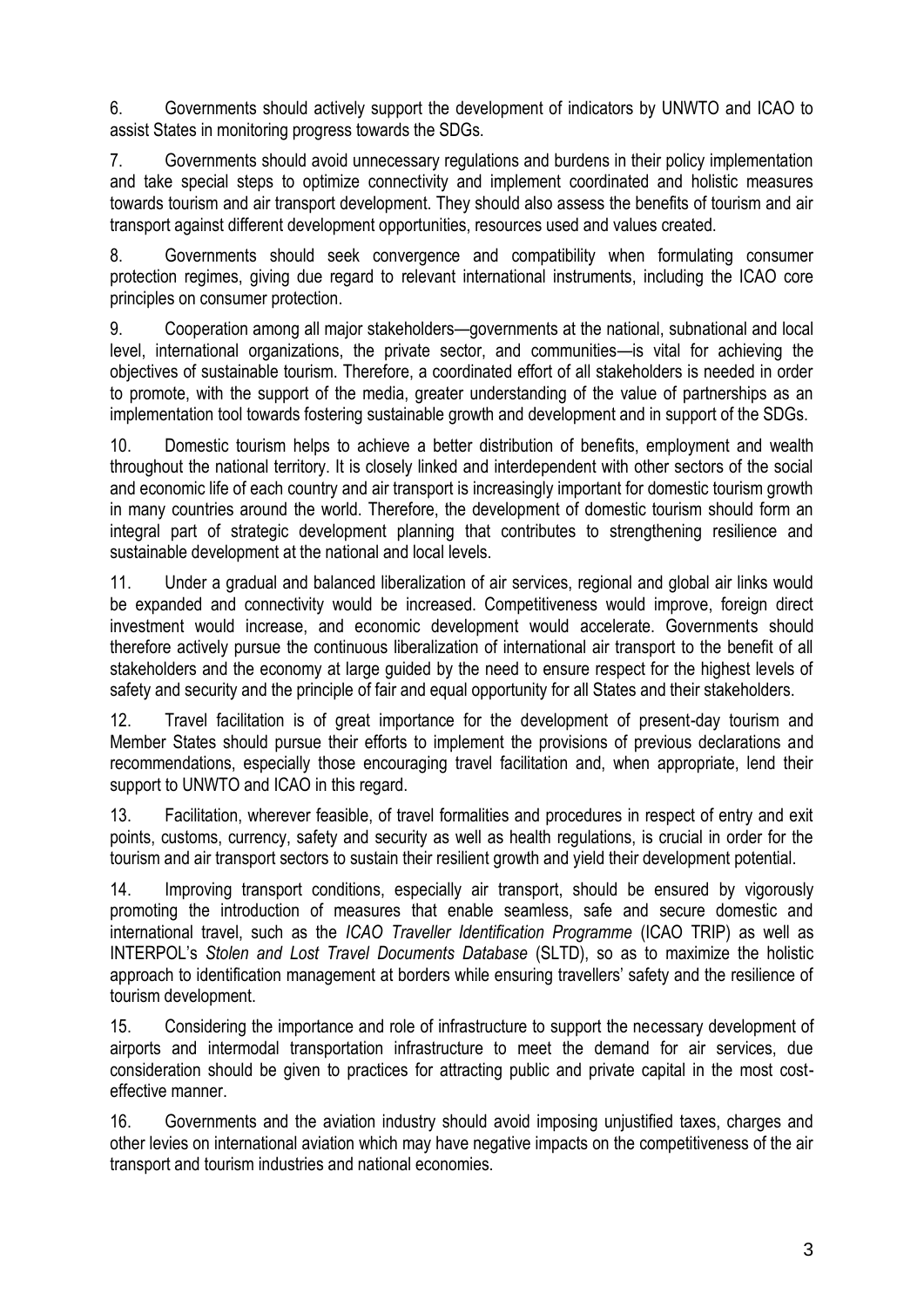6. Governments should actively support the development of indicators by UNWTO and ICAO to assist States in monitoring progress towards the SDGs.

7. Governments should avoid unnecessary regulations and burdens in their policy implementation and take special steps to optimize connectivity and implement coordinated and holistic measures towards tourism and air transport development. They should also assess the benefits of tourism and air transport against different development opportunities, resources used and values created.

8. Governments should seek convergence and compatibility when formulating consumer protection regimes, giving due regard to relevant international instruments, including the ICAO core principles on consumer protection.

9. Cooperation among all major stakeholders—governments at the national, subnational and local level, international organizations, the private sector, and communities—is vital for achieving the objectives of sustainable tourism. Therefore, a coordinated effort of all stakeholders is needed in order to promote, with the support of the media, greater understanding of the value of partnerships as an implementation tool towards fostering sustainable growth and development and in support of the SDGs.

10. Domestic tourism helps to achieve a better distribution of benefits, employment and wealth throughout the national territory. It is closely linked and interdependent with other sectors of the social and economic life of each country and air transport is increasingly important for domestic tourism growth in many countries around the world. Therefore, the development of domestic tourism should form an integral part of strategic development planning that contributes to strengthening resilience and sustainable development at the national and local levels.

11. Under a gradual and balanced liberalization of air services, regional and global air links would be expanded and connectivity would be increased. Competitiveness would improve, foreign direct investment would increase, and economic development would accelerate. Governments should therefore actively pursue the continuous liberalization of international air transport to the benefit of all stakeholders and the economy at large guided by the need to ensure respect for the highest levels of safety and security and the principle of fair and equal opportunity for all States and their stakeholders.

12. Travel facilitation is of great importance for the development of present-day tourism and Member States should pursue their efforts to implement the provisions of previous declarations and recommendations, especially those encouraging travel facilitation and, when appropriate, lend their support to UNWTO and ICAO in this regard.

13. Facilitation, wherever feasible, of travel formalities and procedures in respect of entry and exit points, customs, currency, safety and security as well as health regulations, is crucial in order for the tourism and air transport sectors to sustain their resilient growth and yield their development potential.

14. Improving transport conditions, especially air transport, should be ensured by vigorously promoting the introduction of measures that enable seamless, safe and secure domestic and international travel, such as the *ICAO Traveller Identification Programme* (ICAO TRIP) as well as INTERPOL's *Stolen and Lost Travel Documents Database* (SLTD), so as to maximize the holistic approach to identification management at borders while ensuring travellers' safety and the resilience of tourism development.

15. Considering the importance and role of infrastructure to support the necessary development of airports and intermodal transportation infrastructure to meet the demand for air services, due consideration should be given to practices for attracting public and private capital in the most cost-effective manner.

16. Governments and the aviation industry should avoid imposing unjustified taxes, charges and other levies on international aviation which may have negative impacts on the competitiveness of the air transport and tourism industries and national economies.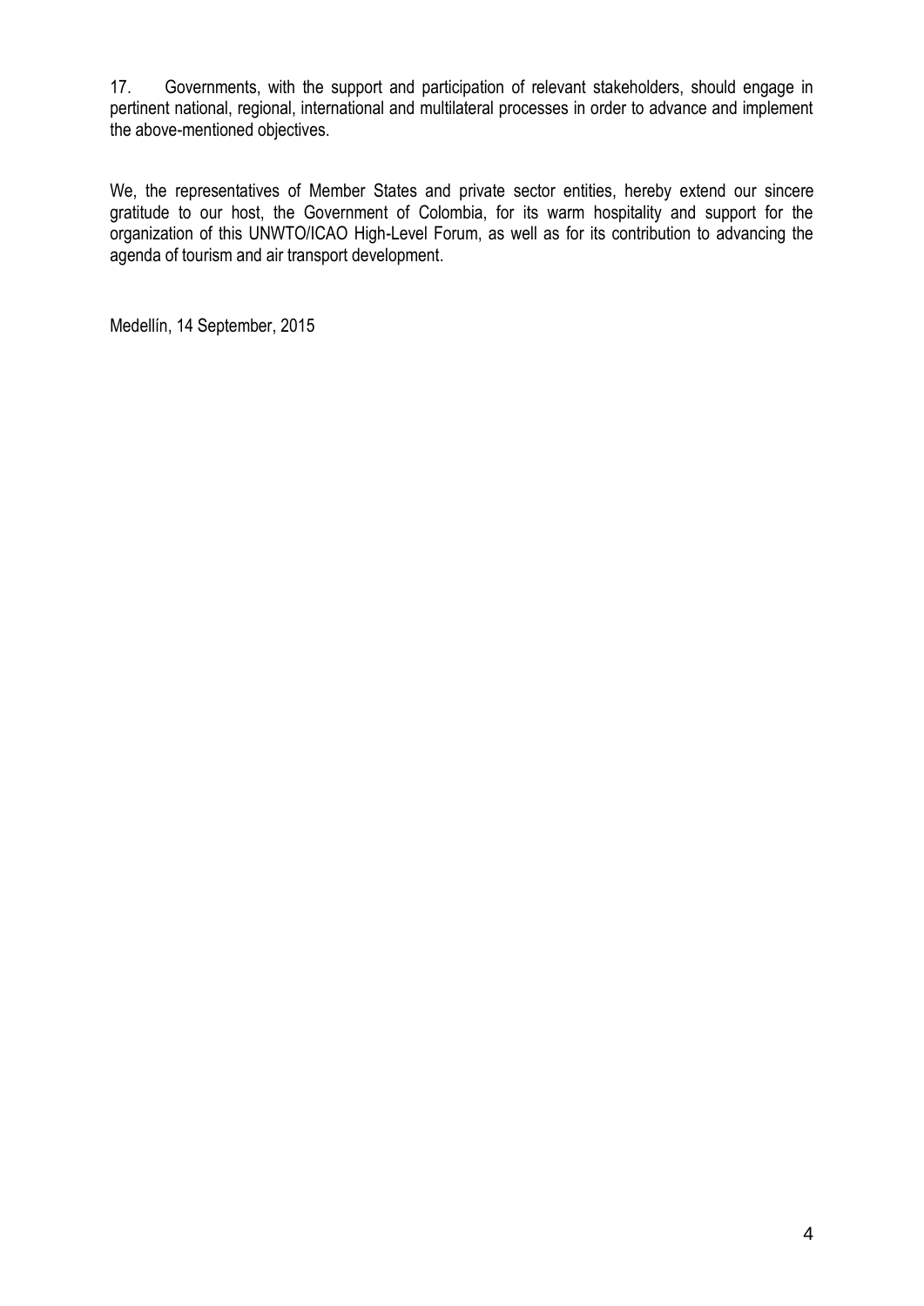17. Governments, with the support and participation of relevant stakeholders, should engage in pertinent national, regional, international and multilateral processes in order to advance and implement the above-mentioned objectives.

We, the representatives of Member States and private sector entities, hereby extend our sincere gratitude to our host, the Government of Colombia, for its warm hospitality and support for the organization of this UNWTO/ICAO High-Level Forum, as well as for its contribution to advancing the agenda of tourism and air transport development.

Medellín, 14 September, 2015